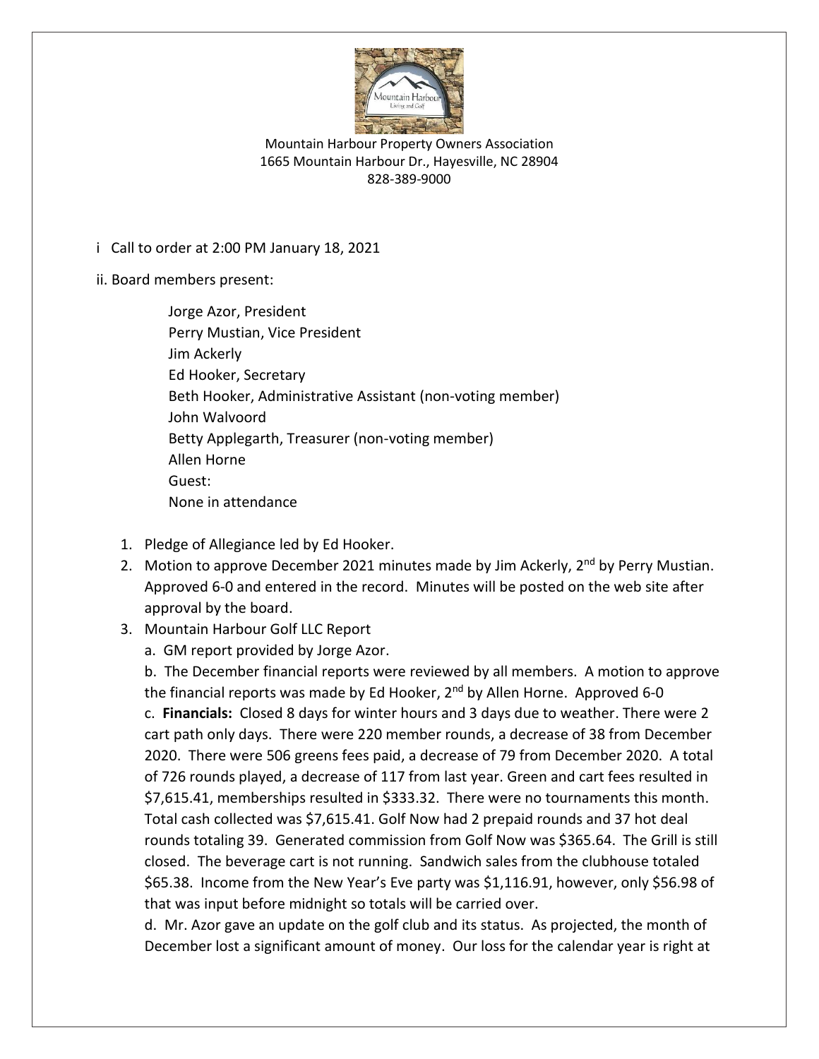Mountain Harbour Property Owners Association
1665 Mountain Harbour Dr., Hayesville, NC 28904
828-389-9000

i Call to order at 2:00 PM January 18, 2021

ii. Board members present:

> Jorge Azor, President
> Perry Mustian, Vice President
> Jim Ackerly
> Ed Hooker, Secretary
> Beth Hooker, Administrative Assistant (non-voting member)
> John Walvoord
> Betty Applegarth, Treasurer (non-voting member)
> Allen Horne
> Guest:
> None in attendance

1. Pledge of Allegiance led by Ed Hooker.
2. Motion to approve December 2021 minutes made by Jim Ackerly, 2nd by Perry Mustian. Approved 6-0 and entered in the record. Minutes will be posted on the web site after approval by the board.
3. Mountain Harbour Golf LLC Report
   a. GM report provided by Jorge Azor.
   b. The December financial reports were reviewed by all members. A motion to approve the financial reports was made by Ed Hooker, 2nd by Allen Horne. Approved 6-0
   c. **Financials:** Closed 8 days for winter hours and 3 days due to weather. There were 2 cart path only days. There were 220 member rounds, a decrease of 38 from December 2020. There were 506 greens fees paid, a decrease of 79 from December 2020. A total of 726 rounds played, a decrease of 117 from last year. Green and cart fees resulted in $7,615.41, memberships resulted in $333.32. There were no tournaments this month. Total cash collected was $7,615.41. Golf Now had 2 prepaid rounds and 37 hot deal rounds totaling 39. Generated commission from Golf Now was $365.64. The Grill is still closed. The beverage cart is not running. Sandwich sales from the clubhouse totaled $65.38. Income from the New Year's Eve party was $1,116.91, however, only $56.98 of that was input before midnight so totals will be carried over.
   d. Mr. Azor gave an update on the golf club and its status. As projected, the month of December lost a significant amount of money. Our loss for the calendar year is right at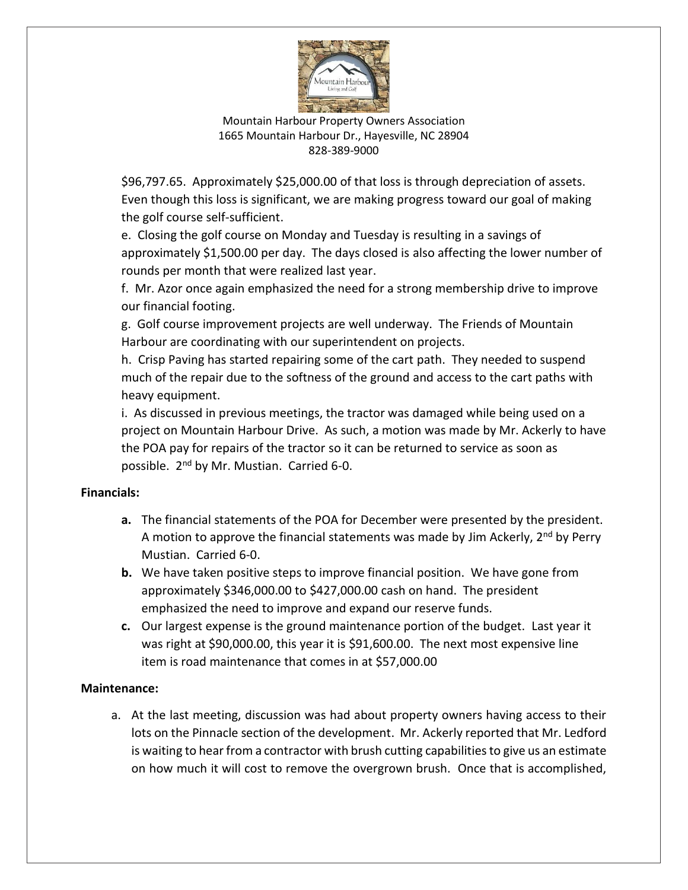$96,797.65. Approximately $25,000.00 of that loss is through depreciation of assets. Even though this loss is significant, we are making progress toward our goal of making the golf course self-sufficient.

e. Closing the golf course on Monday and Tuesday is resulting in a savings of approximately $1,500.00 per day. The days closed is also affecting the lower number of rounds per month that were realized last year.

f. Mr. Azor once again emphasized the need for a strong membership drive to improve our financial footing.

g. Golf course improvement projects are well underway. The Friends of Mountain Harbour are coordinating with our superintendent on projects.

h. Crisp Paving has started repairing some of the cart path. They needed to suspend much of the repair due to the softness of the ground and access to the cart paths with heavy equipment.

i. As discussed in previous meetings, the tractor was damaged while being used on a project on Mountain Harbour Drive. As such, a motion was made by Mr. Ackerly to have the POA pay for repairs of the tractor so it can be returned to service as soon as possible. 2nd by Mr. Mustian. Carried 6-0.

**Financials:**

- **a.** The financial statements of the POA for December were presented by the president. A motion to approve the financial statements was made by Jim Ackerly, 2nd by Perry Mustian. Carried 6-0.
- **b.** We have taken positive steps to improve financial position. We have gone from approximately $346,000.00 to $427,000.00 cash on hand. The president emphasized the need to improve and expand our reserve funds.
- **c.** Our largest expense is the ground maintenance portion of the budget. Last year it was right at $90,000.00, this year it is $91,600.00. The next most expensive line item is road maintenance that comes in at $57,000.00

**Maintenance:**

a. At the last meeting, discussion was had about property owners having access to their lots on the Pinnacle section of the development. Mr. Ackerly reported that Mr. Ledford is waiting to hear from a contractor with brush cutting capabilities to give us an estimate on how much it will cost to remove the overgrown brush. Once that is accomplished,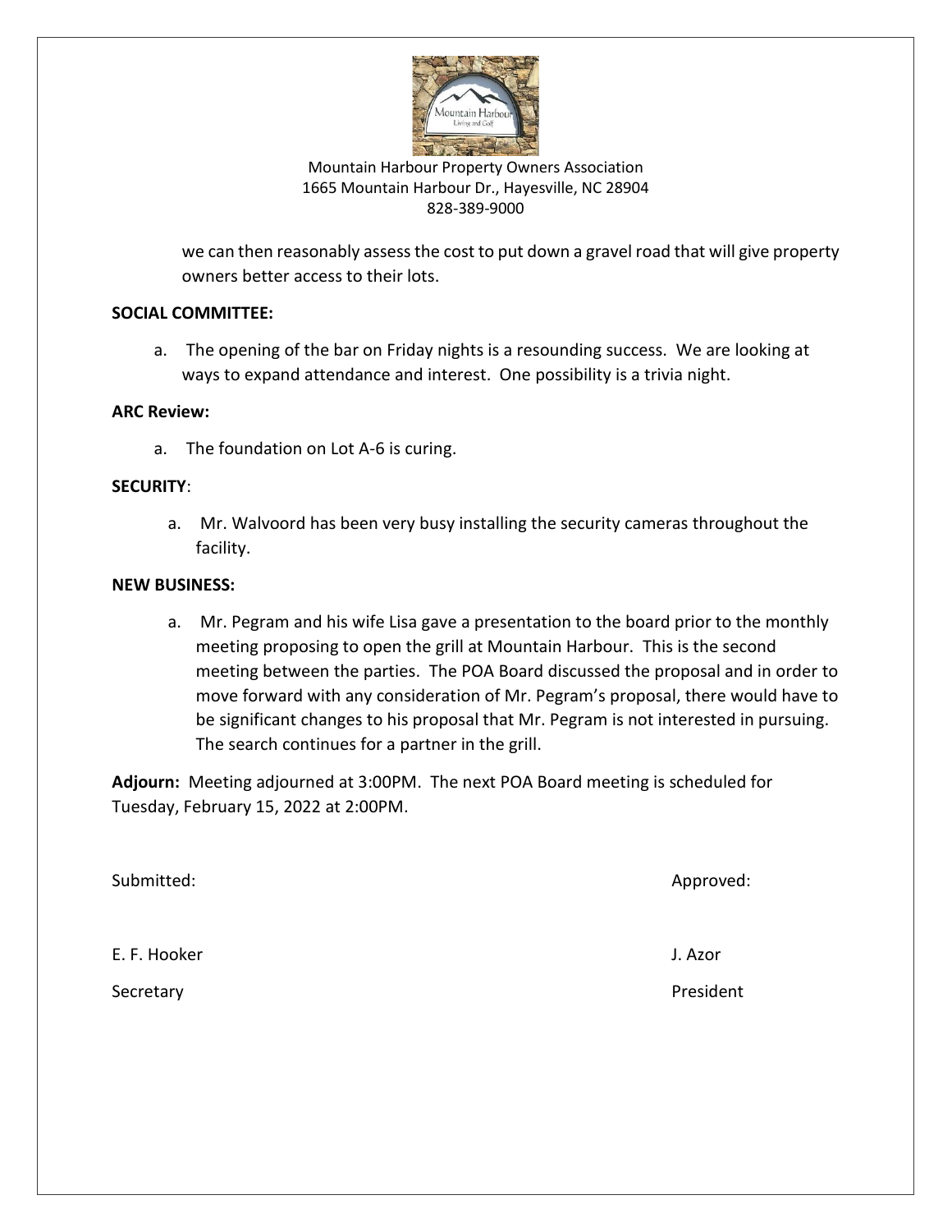Mountain Harbour Property Owners Association
1665 Mountain Harbour Dr., Hayesville, NC 28904
828-389-9000

we can then reasonably assess the cost to put down a gravel road that will give property owners better access to their lots.

**SOCIAL COMMITTEE:**

a. The opening of the bar on Friday nights is a resounding success. We are looking at ways to expand attendance and interest. One possibility is a trivia night.

**ARC Review:**

a. The foundation on Lot A-6 is curing.

**SECURITY**:

a. Mr. Walvoord has been very busy installing the security cameras throughout the facility.

**NEW BUSINESS:**

a. Mr. Pegram and his wife Lisa gave a presentation to the board prior to the monthly meeting proposing to open the grill at Mountain Harbour. This is the second meeting between the parties. The POA Board discussed the proposal and in order to move forward with any consideration of Mr. Pegram's proposal, there would have to be significant changes to his proposal that Mr. Pegram is not interested in pursuing. The search continues for a partner in the grill.

**Adjourn:** Meeting adjourned at 3:00PM. The next POA Board meeting is scheduled for Tuesday, February 15, 2022 at 2:00PM.

Submitted: Approved:

E. F. Hooker J. Azor

Secretary President